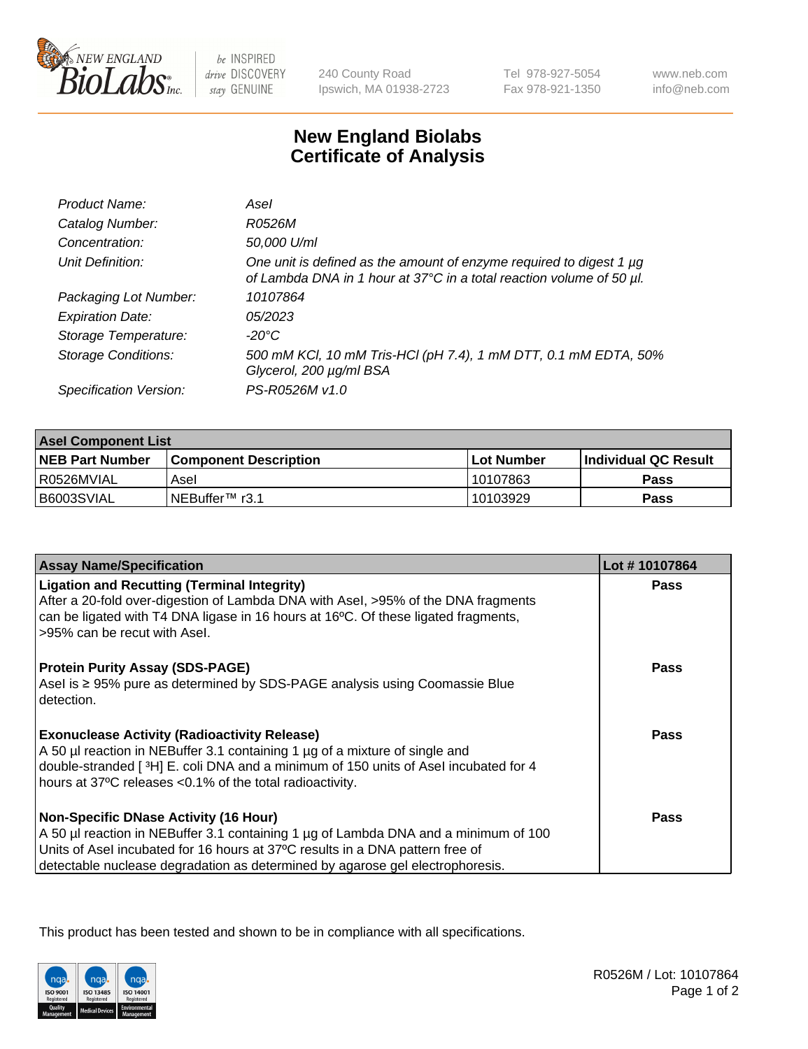# New England Biolabs Certificate of Analysis

| | |
|---|---|
| *Product Name:* | *AseI* |
| *Catalog Number:* | *R0526M* |
| *Concentration:* | *50,000 U/ml* |
| *Unit Definition:* | *One unit is defined as the amount of enzyme required to digest 1 µg of Lambda DNA in 1 hour at 37°C in a total reaction volume of 50 µl.* |
| *Packaging Lot Number:* | *10107864* |
| *Expiration Date:* | *05/2023* |
| *Storage Temperature:* | *-20°C* |
| *Storage Conditions:* | *500 mM KCl, 10 mM Tris-HCl (pH 7.4), 1 mM DTT, 0.1 mM EDTA, 50% Glycerol, 200 µg/ml BSA* |
| *Specification Version:* | *PS-R0526M v1.0* |

| **AseI Component List** | | | |
|---|---|---|---|
| **NEB Part Number** | **Component Description** | **Lot Number** | **Individual QC Result** |
| R0526MVIAL | AseI | 10107863 | **Pass** |
| B6003SVIAL | NEBuffer™ r3.1 | 10103929 | **Pass** |

| **Assay Name/Specification** | **Lot # 10107864** |
|---|---|
| **Ligation and Recutting (Terminal Integrity)** After a 20-fold over-digestion of Lambda DNA with AseI, >95% of the DNA fragments can be ligated with T4 DNA ligase in 16 hours at 16ºC. Of these ligated fragments, >95% can be recut with AseI. | **Pass** |
| **Protein Purity Assay (SDS-PAGE)** AseI is ≥ 95% pure as determined by SDS-PAGE analysis using Coomassie Blue detection. | **Pass** |
| **Exonuclease Activity (Radioactivity Release)** A 50 µl reaction in NEBuffer 3.1 containing 1 µg of a mixture of single and double-stranded [ $^{3}$H] E. coli DNA and a minimum of 150 units of AseI incubated for 4 hours at 37ºC releases <0.1% of the total radioactivity. | **Pass** |
| **Non-Specific DNase Activity (16 Hour)** A 50 µl reaction in NEBuffer 3.1 containing 1 µg of Lambda DNA and a minimum of 100 Units of AseI incubated for 16 hours at 37ºC results in a DNA pattern free of detectable nuclease degradation as determined by agarose gel electrophoresis. | **Pass** |

This product has been tested and shown to be in compliance with all specifications.

R0526M / Lot: 10107864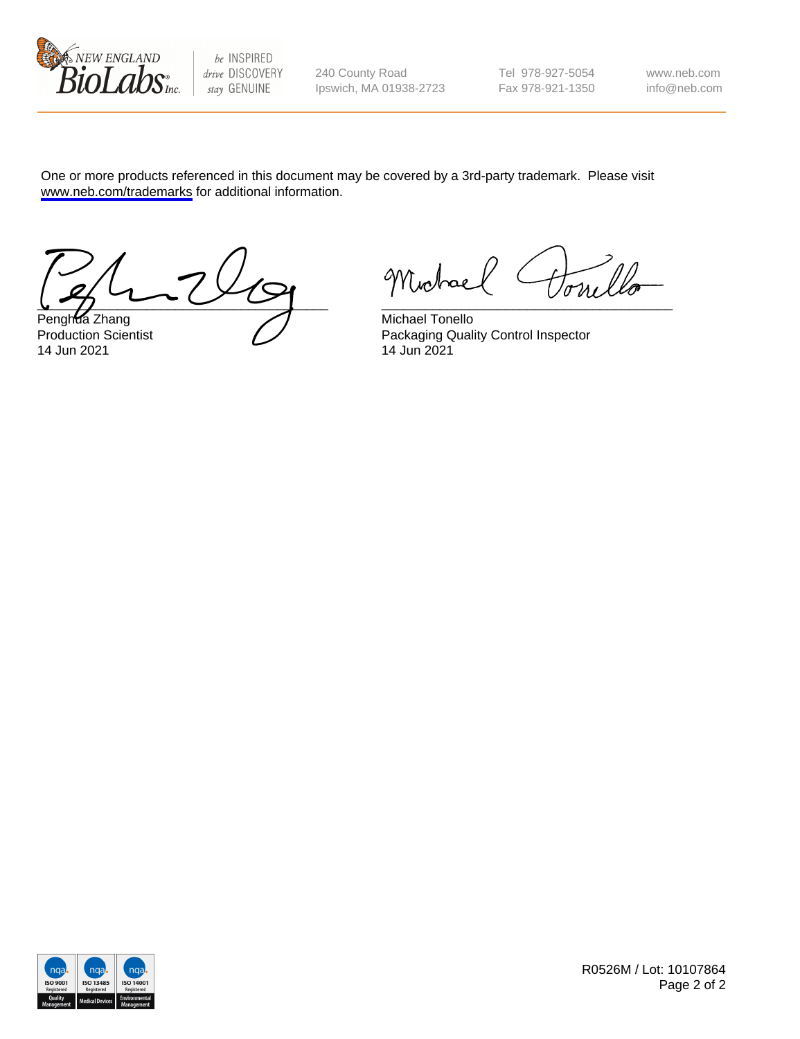One or more products referenced in this document may be covered by a 3rd-party trademark. Please visit www.neb.com/trademarks for additional information.

Penghua Zhang
Production Scientist
14 Jun 2021

Michael Tonello
Packaging Quality Control Inspector
14 Jun 2021

R0526M / Lot: 10107864